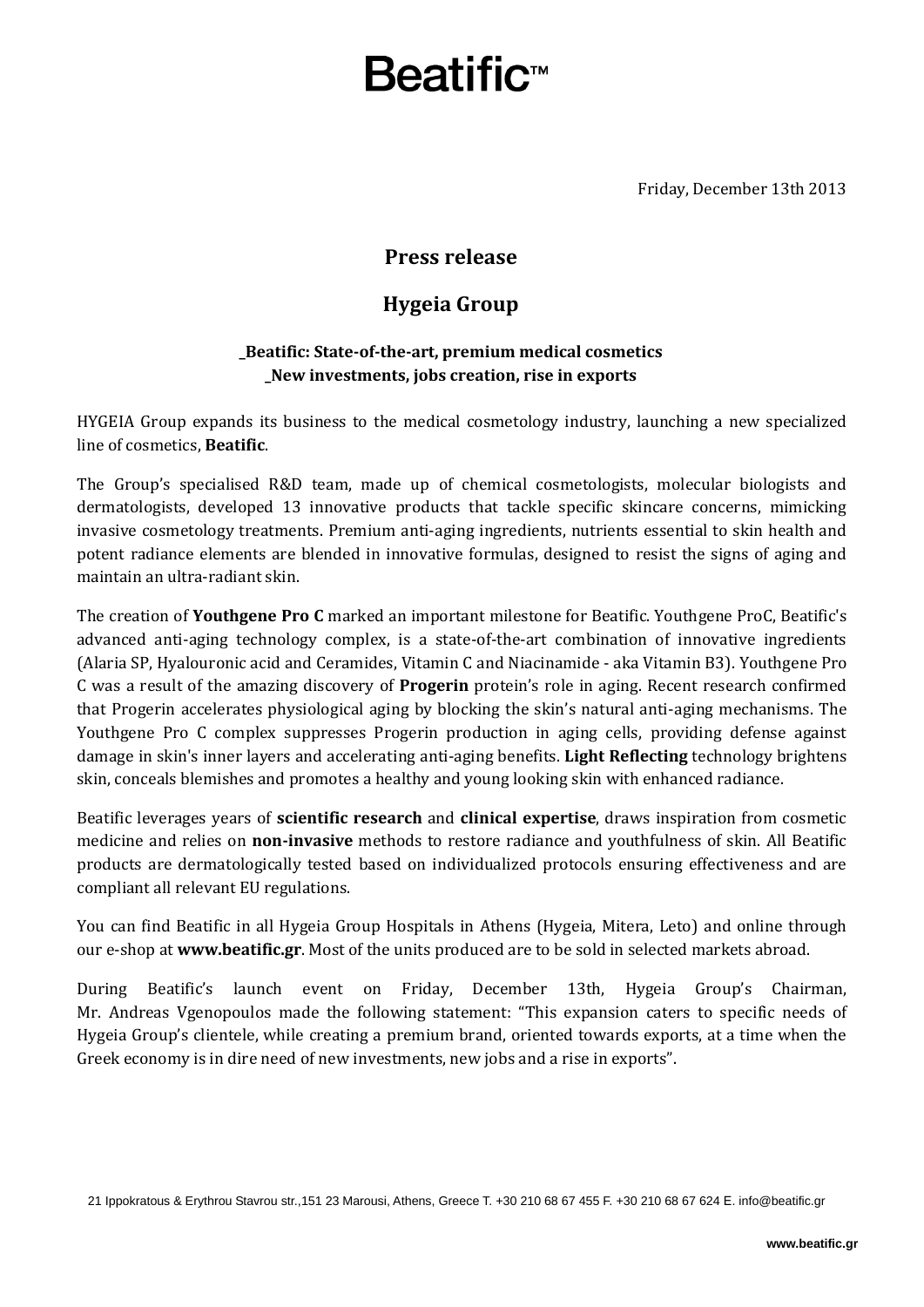# Beatific™

Friday, December 13th 2013

## Press release

## Hygeia Group

**_Beatific: State-of-the-art, premium medical cosmetics**
**_New investments, jobs creation, rise in exports**

HYGEIA Group expands its business to the medical cosmetology industry, launching a new specialized line of cosmetics, **Beatific**.

The Group's specialised R&D team, made up of chemical cosmetologists, molecular biologists and dermatologists, developed 13 innovative products that tackle specific skincare concerns, mimicking invasive cosmetology treatments. Premium anti-aging ingredients, nutrients essential to skin health and potent radiance elements are blended in innovative formulas, designed to resist the signs of aging and maintain an ultra-radiant skin.

The creation of **Youthgene Pro C** marked an important milestone for Beatific. Youthgene ProC, Beatific's advanced anti-aging technology complex, is a state-of-the-art combination of innovative ingredients (Alaria SP, Hyalouronic acid and Ceramides, Vitamin C and Niacinamide - aka Vitamin B3). Youthgene Pro C was a result of the amazing discovery of **Progerin** protein's role in aging. Recent research confirmed that Progerin accelerates physiological aging by blocking the skin's natural anti-aging mechanisms. The Youthgene Pro C complex suppresses Progerin production in aging cells, providing defense against damage in skin's inner layers and accelerating anti-aging benefits. **Light Reflecting** technology brightens skin, conceals blemishes and promotes a healthy and young looking skin with enhanced radiance.

Beatific leverages years of **scientific research** and **clinical expertise**, draws inspiration from cosmetic medicine and relies on **non-invasive** methods to restore radiance and youthfulness of skin. All Beatific products are dermatologically tested based on individualized protocols ensuring effectiveness and are compliant all relevant EU regulations.

You can find Beatific in all Hygeia Group Hospitals in Athens (Hygeia, Mitera, Leto) and online through our e-shop at **www.beatific.gr**. Most of the units produced are to be sold in selected markets abroad.

During Beatific's launch event on Friday, December 13th, Hygeia Group's Chairman, Mr. Andreas Vgenopoulos made the following statement: "This expansion caters to specific needs of Hygeia Group's clientele, while creating a premium brand, oriented towards exports, at a time when the Greek economy is in dire need of new investments, new jobs and a rise in exports".

21 Ippokratous & Erythrou Stavrou str.,151 23 Marousi, Athens, Greece T. +30 210 68 67 455 F. +30 210 68 67 624 E. info@beatific.gr

**www.beatific.gr**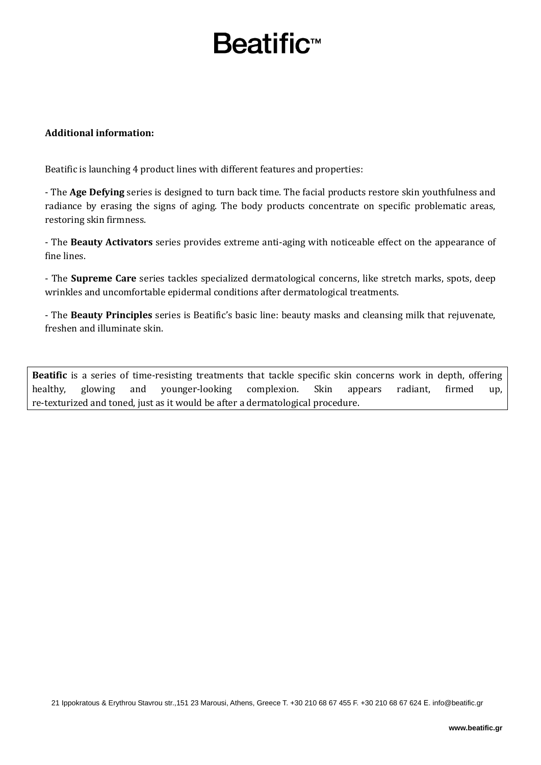# Beatific™

**Additional information:**

Beatific is launching 4 product lines with different features and properties:

- The **Age Defying** series is designed to turn back time. The facial products restore skin youthfulness and radiance by erasing the signs of aging. The body products concentrate on specific problematic areas, restoring skin firmness.

- The **Beauty Activators** series provides extreme anti-aging with noticeable effect on the appearance of fine lines.

- The **Supreme Care** series tackles specialized dermatological concerns, like stretch marks, spots, deep wrinkles and uncomfortable epidermal conditions after dermatological treatments.

- The **Beauty Principles** series is Beatific's basic line: beauty masks and cleansing milk that rejuvenate, freshen and illuminate skin.

**Beatific** is a series of time-resisting treatments that tackle specific skin concerns work in depth, offering healthy, glowing and younger-looking complexion. Skin appears radiant, firmed up, re-texturized and toned, just as it would be after a dermatological procedure.

21 Ippokratous & Erythrou Stavrou str.,151 23 Marousi, Athens, Greece T. +30 210 68 67 455 F. +30 210 68 67 624 E. info@beatific.gr

**www.beatific.gr**